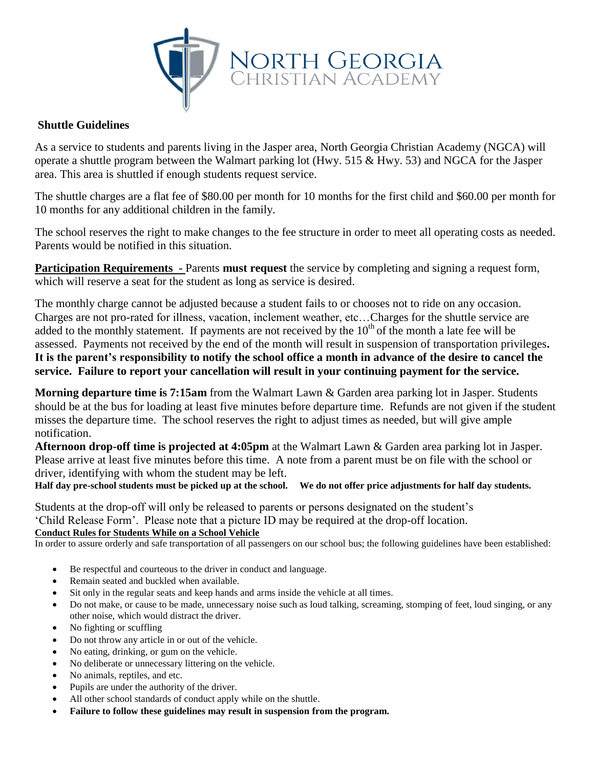# NORTH GEORGIA CHRISTIAN ACADEMY

**Shuttle Guidelines**

As a service to students and parents living in the Jasper area, North Georgia Christian Academy (NGCA) will operate a shuttle program between the Walmart parking lot (Hwy. 515 & Hwy. 53) and NGCA for the Jasper area. This area is shuttled if enough students request service.

The shuttle charges are a flat fee of $80.00 per month for 10 months for the first child and $60.00 per month for 10 months for any additional children in the family.

The school reserves the right to make changes to the fee structure in order to meet all operating costs as needed. Parents would be notified in this situation.

**Participation Requirements -** Parents **must request** the service by completing and signing a request form, which will reserve a seat for the student as long as service is desired.

The monthly charge cannot be adjusted because a student fails to or chooses not to ride on any occasion. Charges are not pro-rated for illness, vacation, inclement weather, etc…Charges for the shuttle service are added to the monthly statement. If payments are not received by the 10th of the month a late fee will be assessed. Payments not received by the end of the month will result in suspension of transportation privileges. **It is the parent's responsibility to notify the school office a month in advance of the desire to cancel the service. Failure to report your cancellation will result in your continuing payment for the service.**

**Morning departure time is 7:15am** from the Walmart Lawn & Garden area parking lot in Jasper. Students should be at the bus for loading at least five minutes before departure time. Refunds are not given if the student misses the departure time. The school reserves the right to adjust times as needed, but will give ample notification.

**Afternoon drop-off time is projected at 4:05pm** at the Walmart Lawn & Garden area parking lot in Jasper. Please arrive at least five minutes before this time. A note from a parent must be on file with the school or driver, identifying with whom the student may be left.

**Half day pre-school students must be picked up at the school. We do not offer price adjustments for half day students.**

Students at the drop-off will only be released to parents or persons designated on the student's 'Child Release Form'. Please note that a picture ID may be required at the drop-off location.

**Conduct Rules for Students While on a School Vehicle**

In order to assure orderly and safe transportation of all passengers on our school bus; the following guidelines have been established:

- Be respectful and courteous to the driver in conduct and language.
- Remain seated and buckled when available.
- Sit only in the regular seats and keep hands and arms inside the vehicle at all times.
- Do not make, or cause to be made, unnecessary noise such as loud talking, screaming, stomping of feet, loud singing, or any other noise, which would distract the driver.
- No fighting or scuffling
- Do not throw any article in or out of the vehicle.
- No eating, drinking, or gum on the vehicle.
- No deliberate or unnecessary littering on the vehicle.
- No animals, reptiles, and etc.
- Pupils are under the authority of the driver.
- All other school standards of conduct apply while on the shuttle.
- **Failure to follow these guidelines may result in suspension from the program.**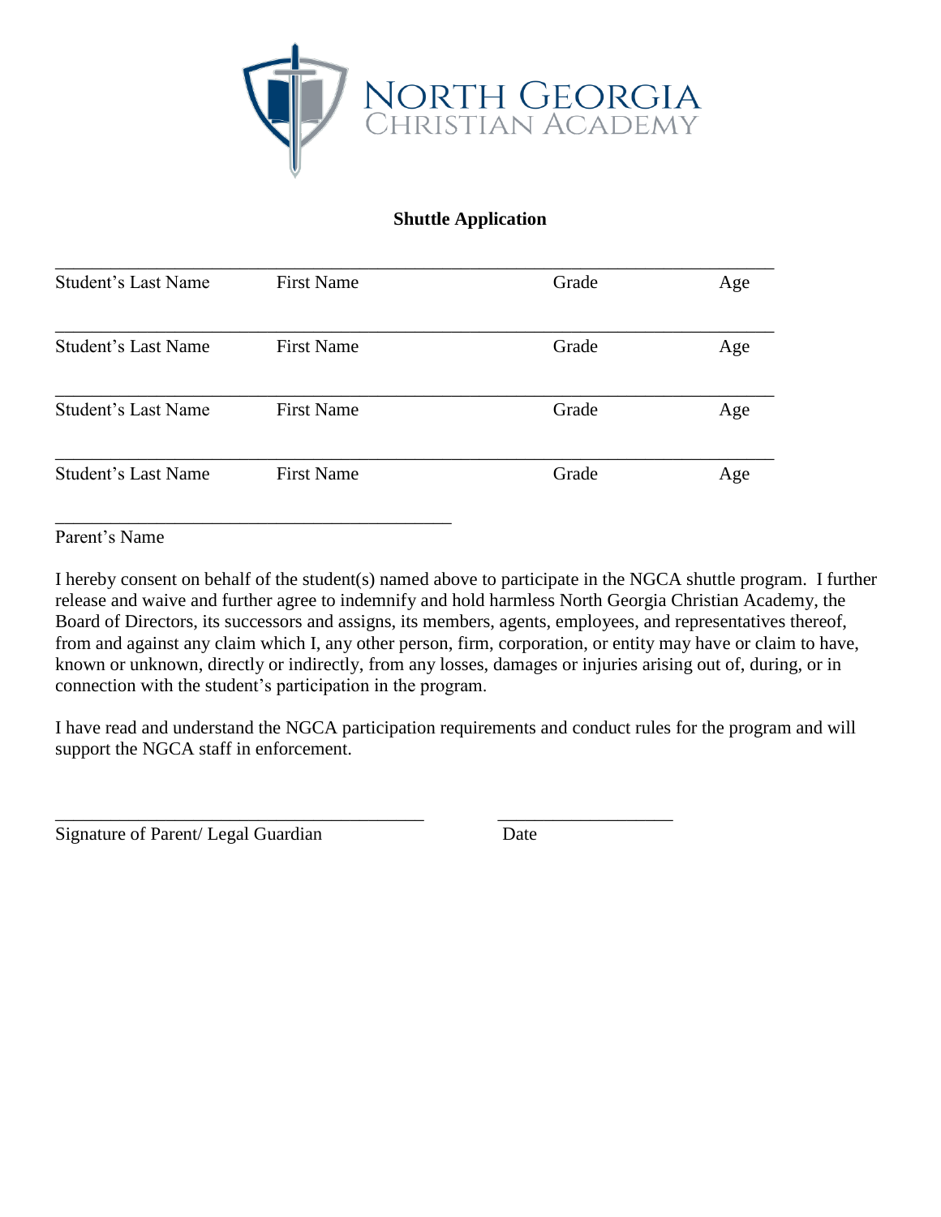NORTH GEORGIA
CHRISTIAN ACADEMY

**Shuttle Application**

| | | | |
|---|---|---|---|
| Student's Last Name | First Name | Grade | Age |
| Student's Last Name | First Name | Grade | Age |
| Student's Last Name | First Name | Grade | Age |
| Student's Last Name | First Name | Grade | Age |

\_\_\_\_\_\_\_\_\_\_\_\_\_\_\_\_\_\_\_\_\_\_\_\_\_\_\_\_\_\_\_\_\_\_\_\_\_\_\_\_\_\_\_\_\_\_

Parent's Name

I hereby consent on behalf of the student(s) named above to participate in the NGCA shuttle program. I further release and waive and further agree to indemnify and hold harmless North Georgia Christian Academy, the Board of Directors, its successors and assigns, its members, agents, employees, and representatives thereof, from and against any claim which I, any other person, firm, corporation, or entity may have or claim to have, known or unknown, directly or indirectly, from any losses, damages or injuries arising out of, during, or in connection with the student's participation in the program.

I have read and understand the NGCA participation requirements and conduct rules for the program and will support the NGCA staff in enforcement.

\_\_\_\_\_\_\_\_\_\_\_\_\_\_\_\_\_\_\_\_\_\_\_\_\_\_\_\_\_\_\_\_\_\_\_\_\_\_\_\_\_\_ \_\_\_\_\_\_\_\_\_\_\_\_\_\_\_\_\_\_\_\_

Signature of Parent/ Legal Guardian Date